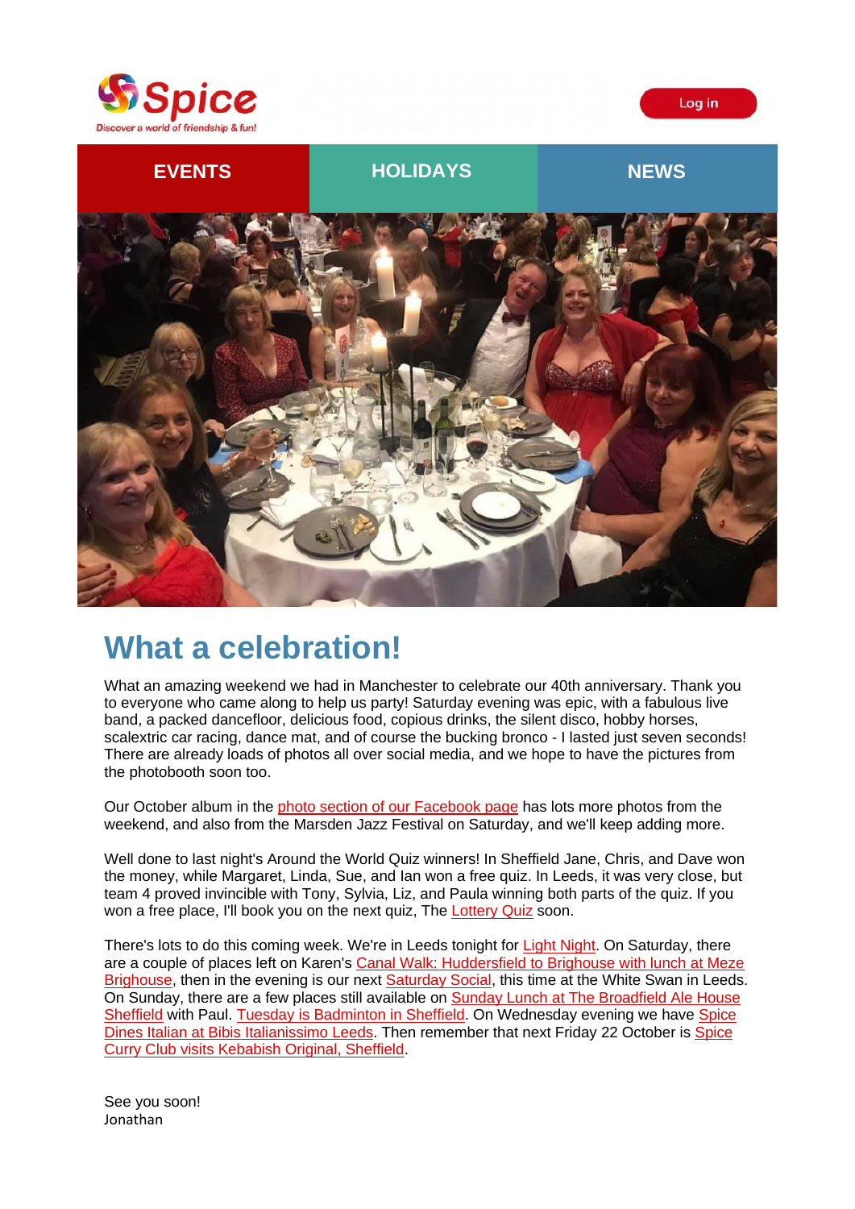Spice
Discover a world of friendship & fun!

Log in

EVENTS | HOLIDAYS | NEWS

# What a celebration!

What an amazing weekend we had in Manchester to celebrate our 40th anniversary. Thank you to everyone who came along to help us party! Saturday evening was epic, with a fabulous live band, a packed dancefloor, delicious food, copious drinks, the silent disco, hobby horses, scalextric car racing, dance mat, and of course the bucking bronco - I lasted just seven seconds! There are already loads of photos all over social media, and we hope to have the pictures from the photobooth soon too.

Our October album in the photo section of our Facebook page has lots more photos from the weekend, and also from the Marsden Jazz Festival on Saturday, and we'll keep adding more.

Well done to last night's Around the World Quiz winners! In Sheffield Jane, Chris, and Dave won the money, while Margaret, Linda, Sue, and Ian won a free quiz. In Leeds, it was very close, but team 4 proved invincible with Tony, Sylvia, Liz, and Paula winning both parts of the quiz. If you won a free place, I'll book you on the next quiz, The Lottery Quiz soon.

There's lots to do this coming week. We're in Leeds tonight for Light Night. On Saturday, there are a couple of places left on Karen's Canal Walk: Huddersfield to Brighouse with lunch at Meze Brighouse, then in the evening is our next Saturday Social, this time at the White Swan in Leeds. On Sunday, there are a few places still available on Sunday Lunch at The Broadfield Ale House Sheffield with Paul. Tuesday is Badminton in Sheffield. On Wednesday evening we have Spice Dines Italian at Bibis Italianissimo Leeds. Then remember that next Friday 22 October is Spice Curry Club visits Kebabish Original, Sheffield.

See you soon!
Jonathan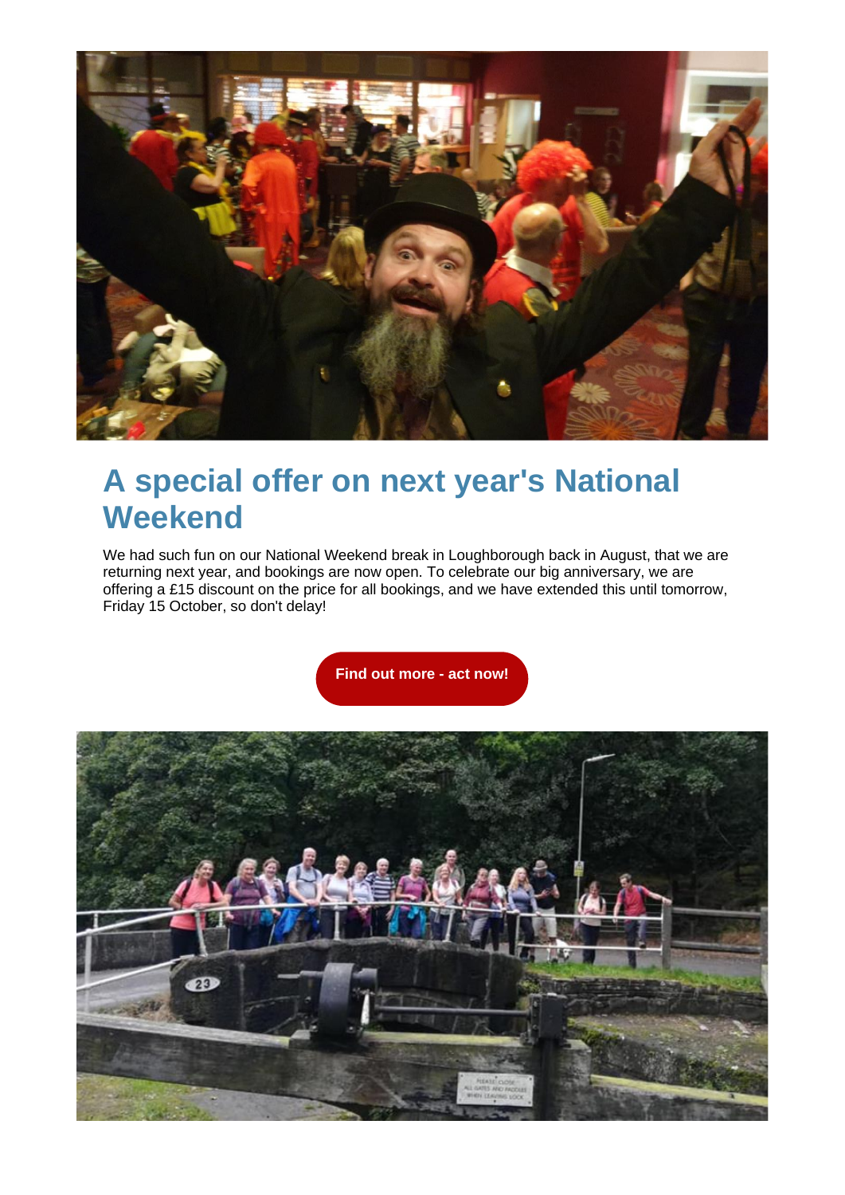# A special offer on next year's National Weekend

We had such fun on our National Weekend break in Loughborough back in August, that we are returning next year, and bookings are now open. To celebrate our big anniversary, we are offering a £15 discount on the price for all bookings, and we have extended this until tomorrow, Friday 15 October, so don't delay!

**Find out more - act now!**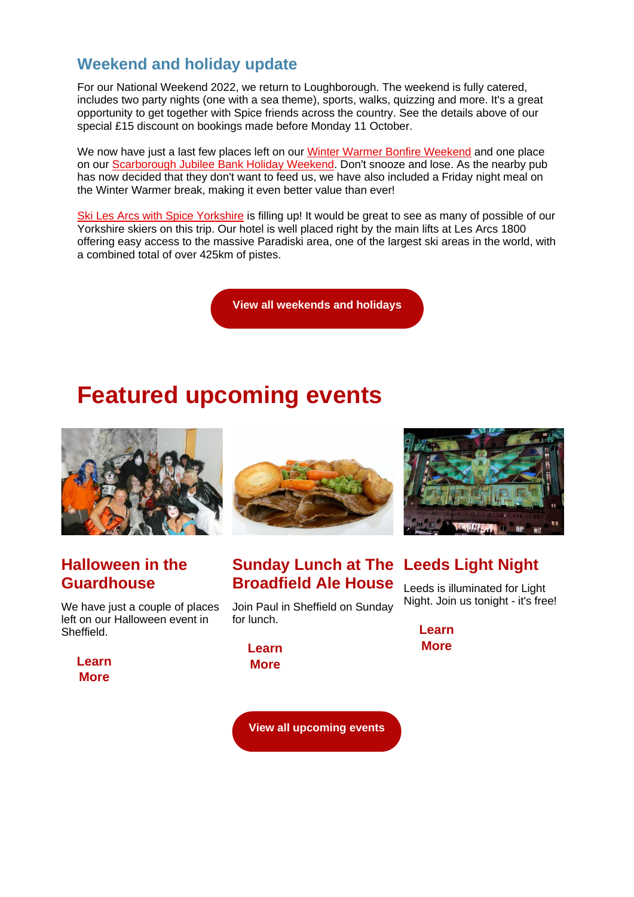## Weekend and holiday update

For our National Weekend 2022, we return to Loughborough. The weekend is fully catered, includes two party nights (one with a sea theme), sports, walks, quizzing and more. It's a great opportunity to get together with Spice friends across the country. See the details above of our special £15 discount on bookings made before Monday 11 October.

We now have just a last few places left on our Winter Warmer Bonfire Weekend and one place on our Scarborough Jubilee Bank Holiday Weekend. Don't snooze and lose. As the nearby pub has now decided that they don't want to feed us, we have also included a Friday night meal on the Winter Warmer break, making it even better value than ever!

Ski Les Arcs with Spice Yorkshire is filling up! It would be great to see as many of possible of our Yorkshire skiers on this trip. Our hotel is well placed right by the main lifts at Les Arcs 1800 offering easy access to the massive Paradiski area, one of the largest ski areas in the world, with a combined total of over 425km of pistes.

**View all weekends and holidays**

# Featured upcoming events

### Halloween in the Guardhouse

We have just a couple of places left on our Halloween event in Sheffield.

**Learn More**

### Sunday Lunch at The Broadfield Ale House

Join Paul in Sheffield on Sunday for lunch.

**Learn More**

### Leeds Light Night

Leeds is illuminated for Light Night. Join us tonight - it's free!

**Learn More**

**View all upcoming events**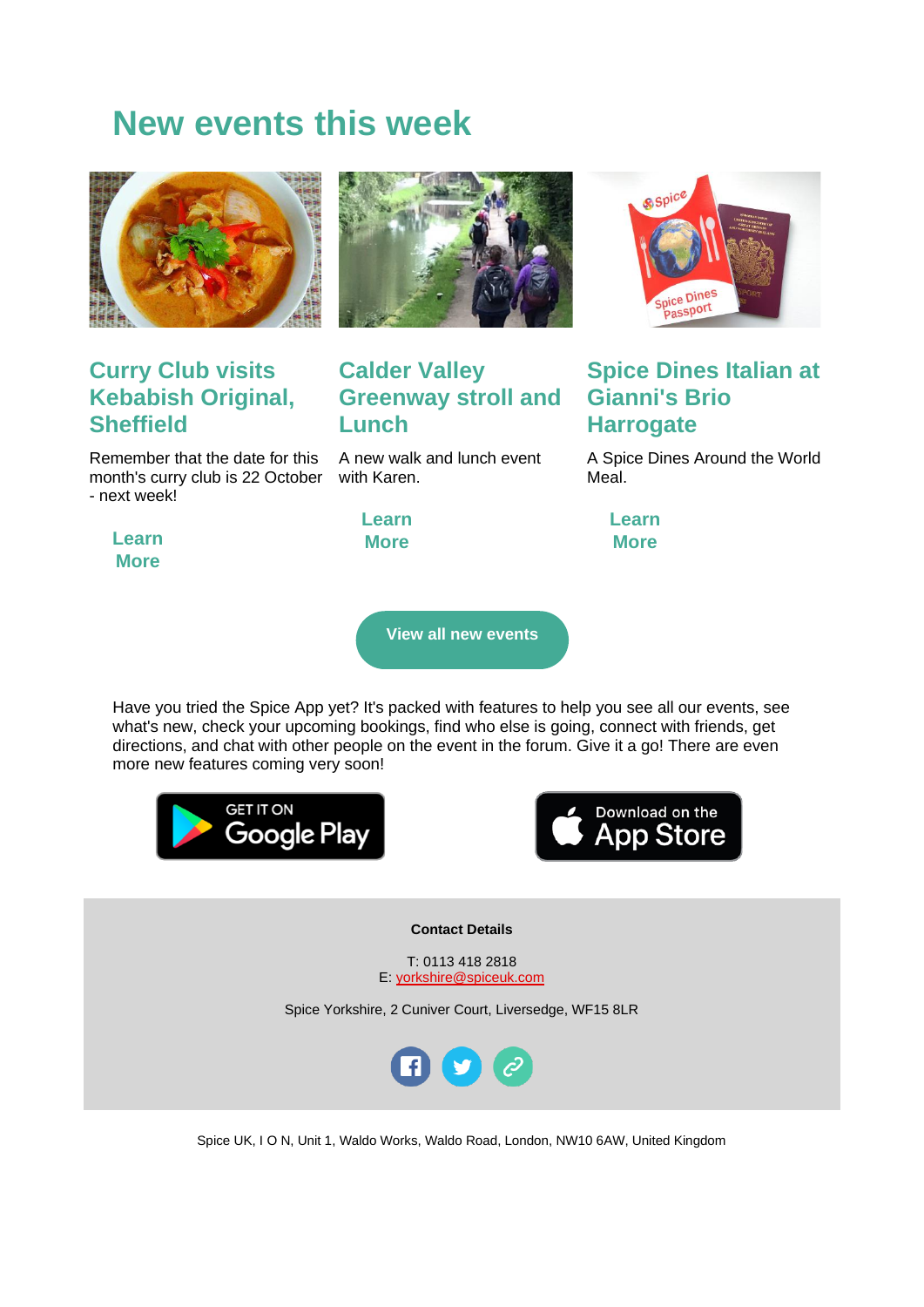# New events this week

### Curry Club visits Kebabish Original, Sheffield

Remember that the date for this month's curry club is 22 October - next week!

Learn More

### Calder Valley Greenway stroll and Lunch

A new walk and lunch event with Karen.

Learn More

### Spice Dines Italian at Gianni's Brio Harrogate

A Spice Dines Around the World Meal.

Learn More

View all new events

Have you tried the Spice App yet? It's packed with features to help you see all our events, see what's new, check your upcoming bookings, find who else is going, connect with friends, get directions, and chat with other people on the event in the forum. Give it a go! There are even more new features coming very soon!

GET IT ON Google Play

Download on the App Store

**Contact Details**

T: 0113 418 2818
E: yorkshire@spiceuk.com

Spice Yorkshire, 2 Cuniver Court, Liversedge, WF15 8LR

Spice UK, I O N, Unit 1, Waldo Works, Waldo Road, London, NW10 6AW, United Kingdom